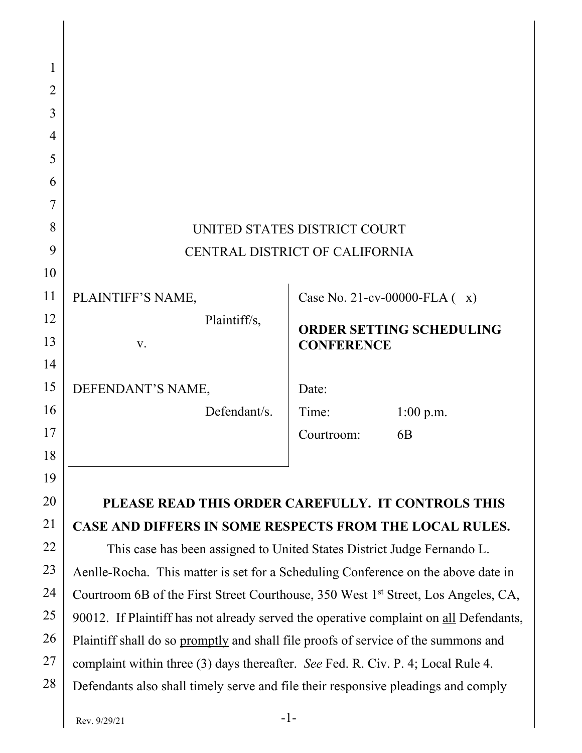UNITED STATES DISTRICT COURT
CENTRAL DISTRICT OF CALIFORNIA

| | |
|---|---|
| PLAINTIFF'S NAME,<br>Plaintiff/s,<br>v.<br><br>DEFENDANT'S NAME,<br>Defendant/s. | Case No. 21-cv-00000-FLA ( x)<br><br>**ORDER SETTING SCHEDULING CONFERENCE**<br><br>Date:<br>Time: 1:00 p.m.<br>Courtroom: 6B |

**PLEASE READ THIS ORDER CAREFULLY. IT CONTROLS THIS CASE AND DIFFERS IN SOME RESPECTS FROM THE LOCAL RULES.**

This case has been assigned to United States District Judge Fernando L. Aenlle-Rocha. This matter is set for a Scheduling Conference on the above date in Courtroom 6B of the First Street Courthouse, 350 West 1st Street, Los Angeles, CA, 90012. If Plaintiff has not already served the operative complaint on all Defendants, Plaintiff shall do so promptly and shall file proofs of service of the summons and complaint within three (3) days thereafter. *See* Fed. R. Civ. P. 4; Local Rule 4. Defendants also shall timely serve and file their responsive pleadings and comply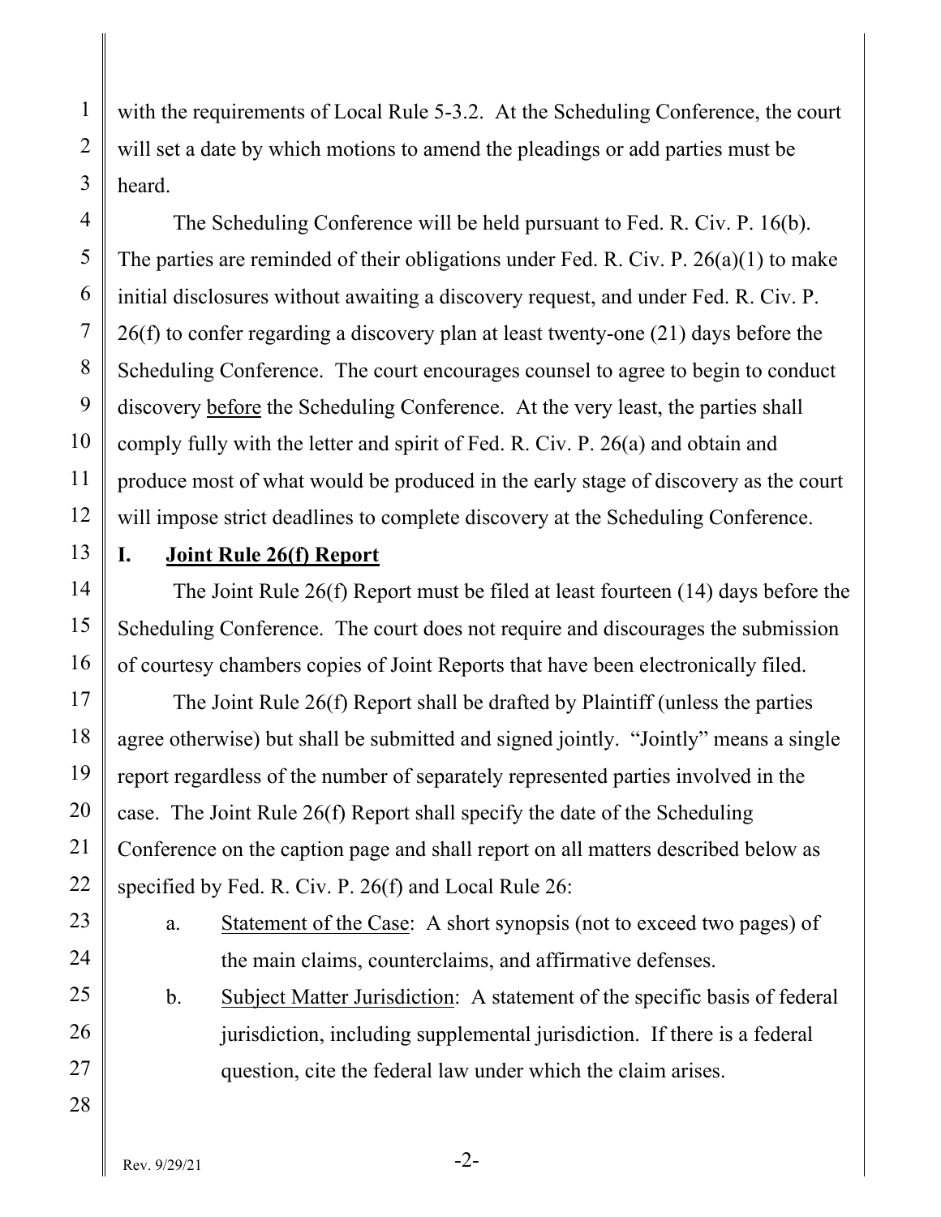with the requirements of Local Rule 5-3.2. At the Scheduling Conference, the court will set a date by which motions to amend the pleadings or add parties must be heard.

The Scheduling Conference will be held pursuant to Fed. R. Civ. P. 16(b). The parties are reminded of their obligations under Fed. R. Civ. P. 26(a)(1) to make initial disclosures without awaiting a discovery request, and under Fed. R. Civ. P. 26(f) to confer regarding a discovery plan at least twenty-one (21) days before the Scheduling Conference. The court encourages counsel to agree to begin to conduct discovery <u>before</u> the Scheduling Conference. At the very least, the parties shall comply fully with the letter and spirit of Fed. R. Civ. P. 26(a) and obtain and produce most of what would be produced in the early stage of discovery as the court will impose strict deadlines to complete discovery at the Scheduling Conference.

## I. <u>Joint Rule 26(f) Report</u>

The Joint Rule 26(f) Report must be filed at least fourteen (14) days before the Scheduling Conference. The court does not require and discourages the submission of courtesy chambers copies of Joint Reports that have been electronically filed.

The Joint Rule 26(f) Report shall be drafted by Plaintiff (unless the parties agree otherwise) but shall be submitted and signed jointly. "Jointly" means a single report regardless of the number of separately represented parties involved in the case. The Joint Rule 26(f) Report shall specify the date of the Scheduling Conference on the caption page and shall report on all matters described below as specified by Fed. R. Civ. P. 26(f) and Local Rule 26:

a. <u>Statement of the Case</u>: A short synopsis (not to exceed two pages) of the main claims, counterclaims, and affirmative defenses.

b. <u>Subject Matter Jurisdiction</u>: A statement of the specific basis of federal jurisdiction, including supplemental jurisdiction. If there is a federal question, cite the federal law under which the claim arises.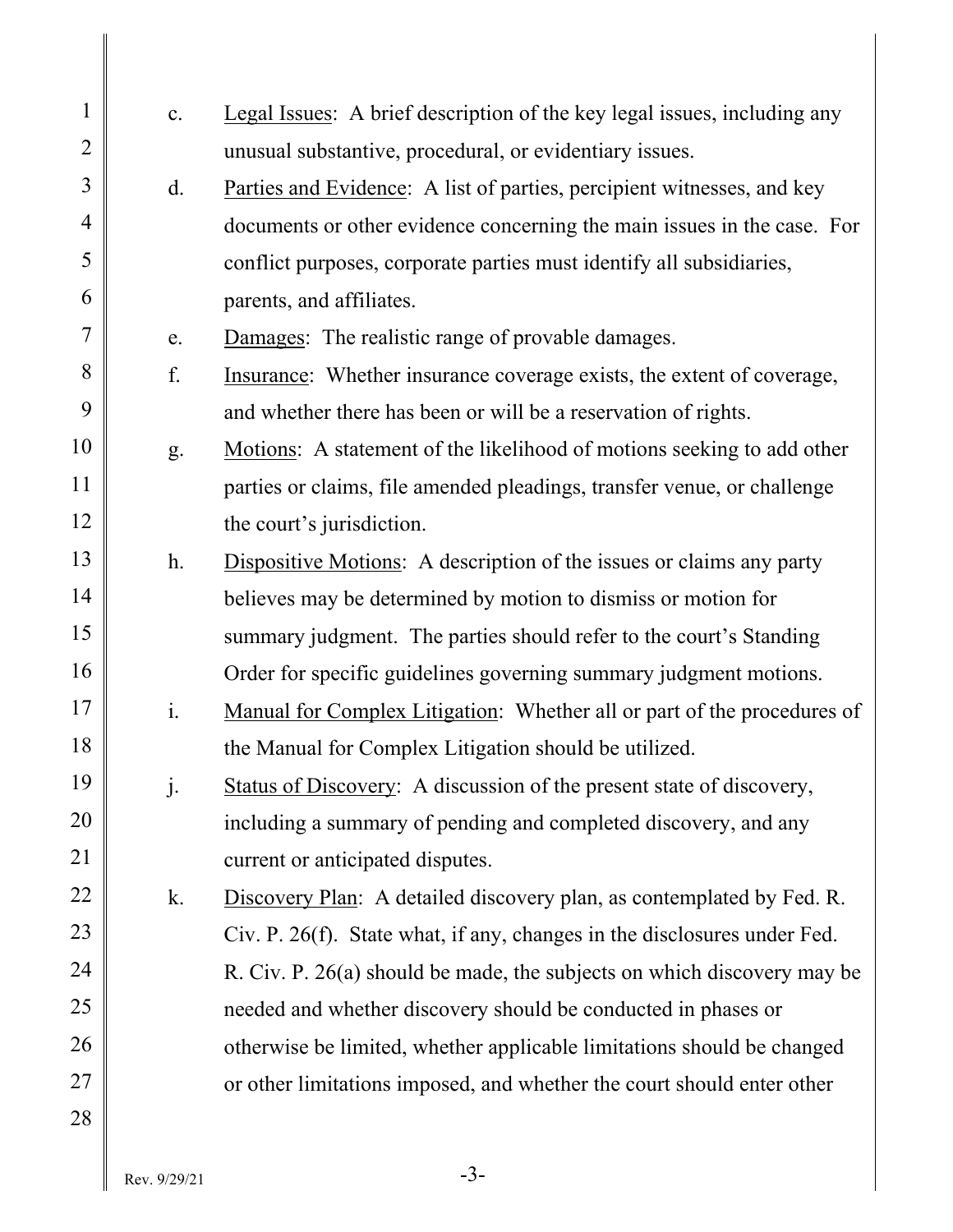c. Legal Issues: A brief description of the key legal issues, including any unusual substantive, procedural, or evidentiary issues.

d. Parties and Evidence: A list of parties, percipient witnesses, and key documents or other evidence concerning the main issues in the case. For conflict purposes, corporate parties must identify all subsidiaries, parents, and affiliates.

e. Damages: The realistic range of provable damages.

f. Insurance: Whether insurance coverage exists, the extent of coverage, and whether there has been or will be a reservation of rights.

g. Motions: A statement of the likelihood of motions seeking to add other parties or claims, file amended pleadings, transfer venue, or challenge the court's jurisdiction.

h. Dispositive Motions: A description of the issues or claims any party believes may be determined by motion to dismiss or motion for summary judgment. The parties should refer to the court's Standing Order for specific guidelines governing summary judgment motions.

i. Manual for Complex Litigation: Whether all or part of the procedures of the Manual for Complex Litigation should be utilized.

j. Status of Discovery: A discussion of the present state of discovery, including a summary of pending and completed discovery, and any current or anticipated disputes.

k. Discovery Plan: A detailed discovery plan, as contemplated by Fed. R. Civ. P. 26(f). State what, if any, changes in the disclosures under Fed. R. Civ. P. 26(a) should be made, the subjects on which discovery may be needed and whether discovery should be conducted in phases or otherwise be limited, whether applicable limitations should be changed or other limitations imposed, and whether the court should enter other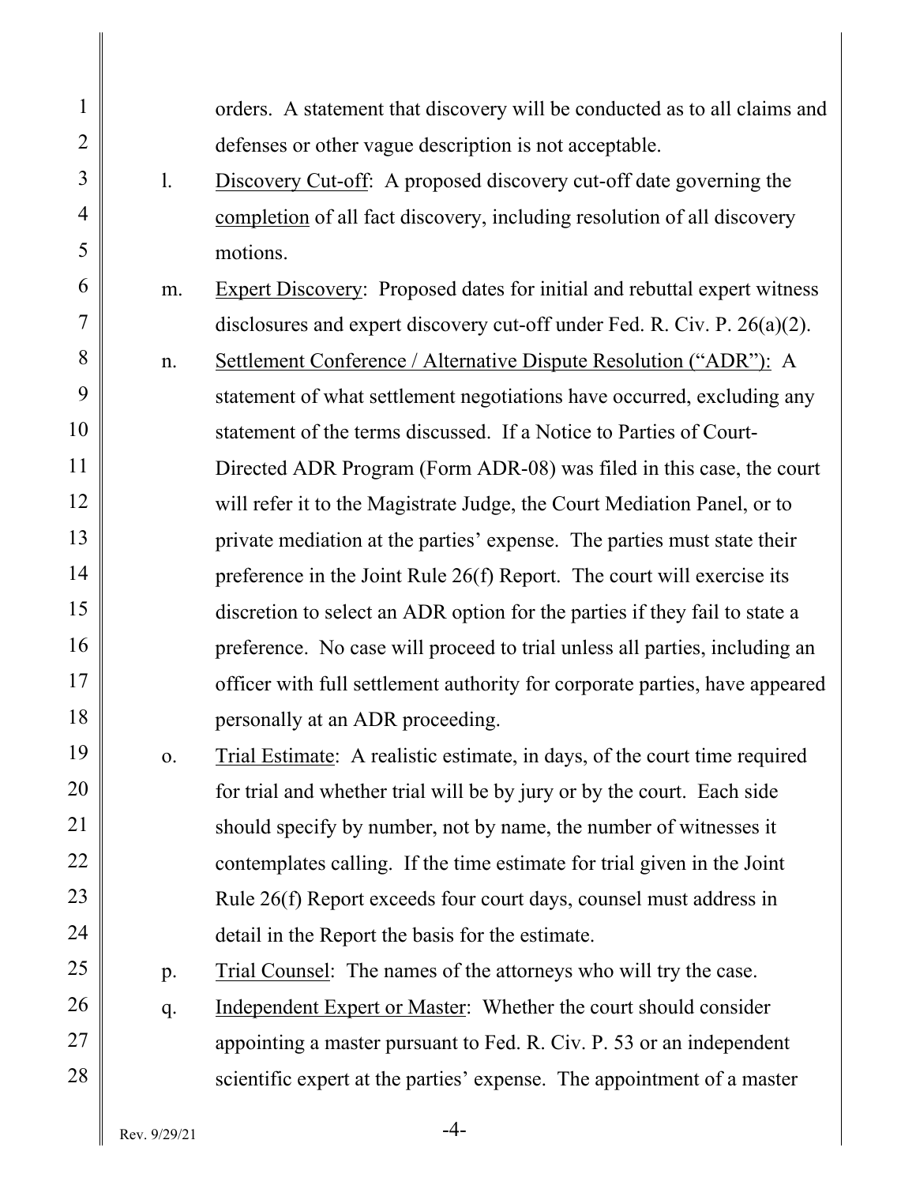orders. A statement that discovery will be conducted as to all claims and defenses or other vague description is not acceptable.

l. <u>Discovery Cut-off</u>: A proposed discovery cut-off date governing the <u>completion</u> of all fact discovery, including resolution of all discovery motions.

m. <u>Expert Discovery</u>: Proposed dates for initial and rebuttal expert witness disclosures and expert discovery cut-off under Fed. R. Civ. P. 26(a)(2).

n. <u>Settlement Conference / Alternative Dispute Resolution ("ADR"):</u> A statement of what settlement negotiations have occurred, excluding any statement of the terms discussed. If a Notice to Parties of Court-Directed ADR Program (Form ADR-08) was filed in this case, the court will refer it to the Magistrate Judge, the Court Mediation Panel, or to private mediation at the parties' expense. The parties must state their preference in the Joint Rule 26(f) Report. The court will exercise its discretion to select an ADR option for the parties if they fail to state a preference. No case will proceed to trial unless all parties, including an officer with full settlement authority for corporate parties, have appeared personally at an ADR proceeding.

o. <u>Trial Estimate</u>: A realistic estimate, in days, of the court time required for trial and whether trial will be by jury or by the court. Each side should specify by number, not by name, the number of witnesses it contemplates calling. If the time estimate for trial given in the Joint Rule 26(f) Report exceeds four court days, counsel must address in detail in the Report the basis for the estimate.

p. <u>Trial Counsel</u>: The names of the attorneys who will try the case.

q. <u>Independent Expert or Master</u>: Whether the court should consider appointing a master pursuant to Fed. R. Civ. P. 53 or an independent scientific expert at the parties' expense. The appointment of a master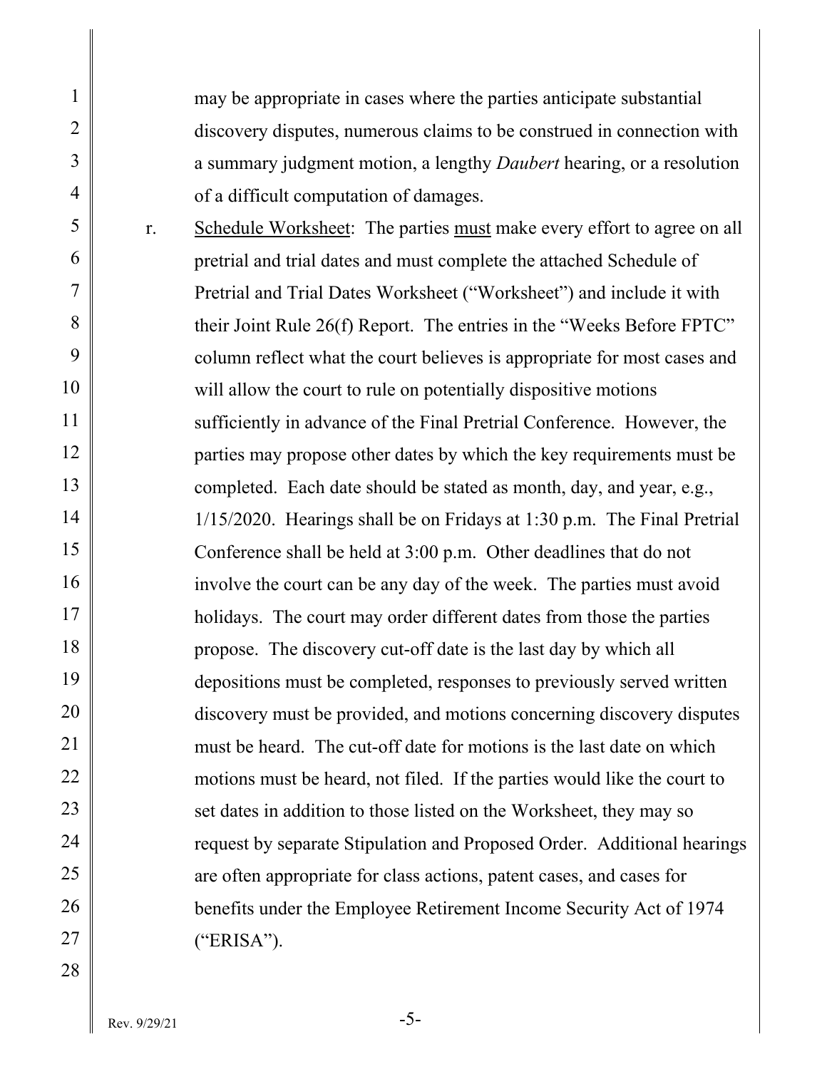may be appropriate in cases where the parties anticipate substantial discovery disputes, numerous claims to be construed in connection with a summary judgment motion, a lengthy *Daubert* hearing, or a resolution of a difficult computation of damages.

r. Schedule Worksheet: The parties must make every effort to agree on all pretrial and trial dates and must complete the attached Schedule of Pretrial and Trial Dates Worksheet ("Worksheet") and include it with their Joint Rule 26(f) Report. The entries in the "Weeks Before FPTC" column reflect what the court believes is appropriate for most cases and will allow the court to rule on potentially dispositive motions sufficiently in advance of the Final Pretrial Conference. However, the parties may propose other dates by which the key requirements must be completed. Each date should be stated as month, day, and year, e.g., 1/15/2020. Hearings shall be on Fridays at 1:30 p.m. The Final Pretrial Conference shall be held at 3:00 p.m. Other deadlines that do not involve the court can be any day of the week. The parties must avoid holidays. The court may order different dates from those the parties propose. The discovery cut-off date is the last day by which all depositions must be completed, responses to previously served written discovery must be provided, and motions concerning discovery disputes must be heard. The cut-off date for motions is the last date on which motions must be heard, not filed. If the parties would like the court to set dates in addition to those listed on the Worksheet, they may so request by separate Stipulation and Proposed Order. Additional hearings are often appropriate for class actions, patent cases, and cases for benefits under the Employee Retirement Income Security Act of 1974 ("ERISA").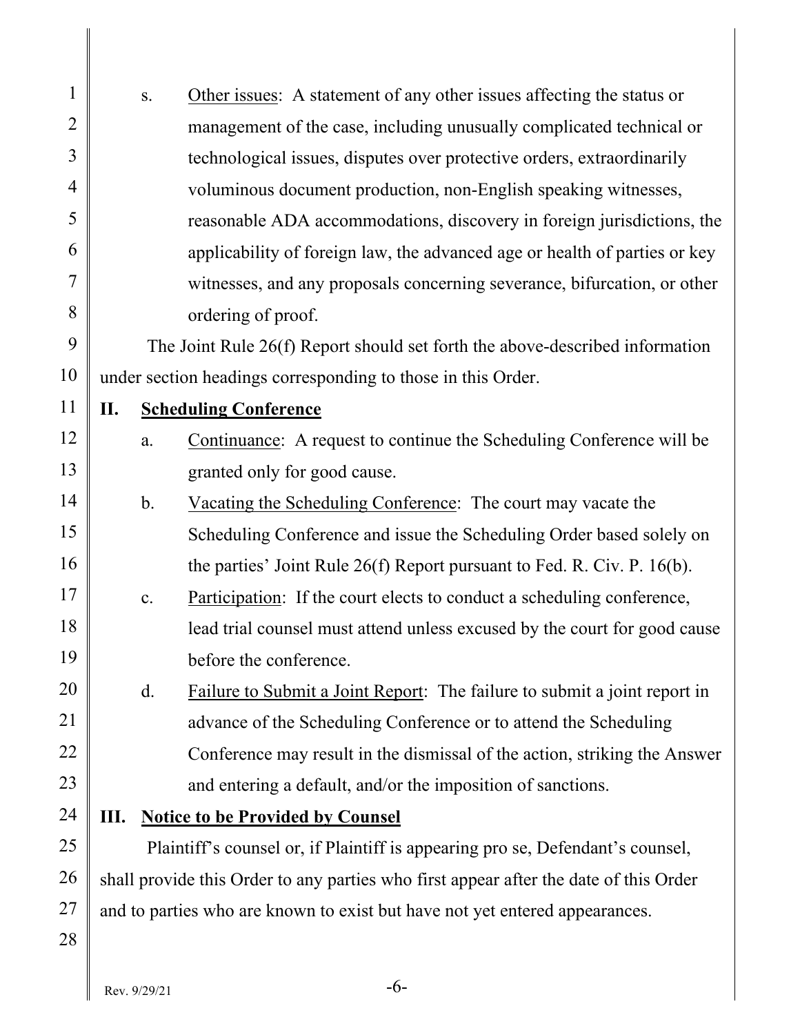s. <u>Other issues</u>: A statement of any other issues affecting the status or management of the case, including unusually complicated technical or technological issues, disputes over protective orders, extraordinarily voluminous document production, non-English speaking witnesses, reasonable ADA accommodations, discovery in foreign jurisdictions, the applicability of foreign law, the advanced age or health of parties or key witnesses, and any proposals concerning severance, bifurcation, or other ordering of proof.

The Joint Rule 26(f) Report should set forth the above-described information under section headings corresponding to those in this Order.

## II. Scheduling Conference

a. <u>Continuance</u>: A request to continue the Scheduling Conference will be granted only for good cause.

b. <u>Vacating the Scheduling Conference</u>: The court may vacate the Scheduling Conference and issue the Scheduling Order based solely on the parties' Joint Rule 26(f) Report pursuant to Fed. R. Civ. P. 16(b).

c. <u>Participation</u>: If the court elects to conduct a scheduling conference, lead trial counsel must attend unless excused by the court for good cause before the conference.

d. <u>Failure to Submit a Joint Report</u>: The failure to submit a joint report in advance of the Scheduling Conference or to attend the Scheduling Conference may result in the dismissal of the action, striking the Answer and entering a default, and/or the imposition of sanctions.

## III. Notice to be Provided by Counsel

Plaintiff's counsel or, if Plaintiff is appearing pro se, Defendant's counsel, shall provide this Order to any parties who first appear after the date of this Order and to parties who are known to exist but have not yet entered appearances.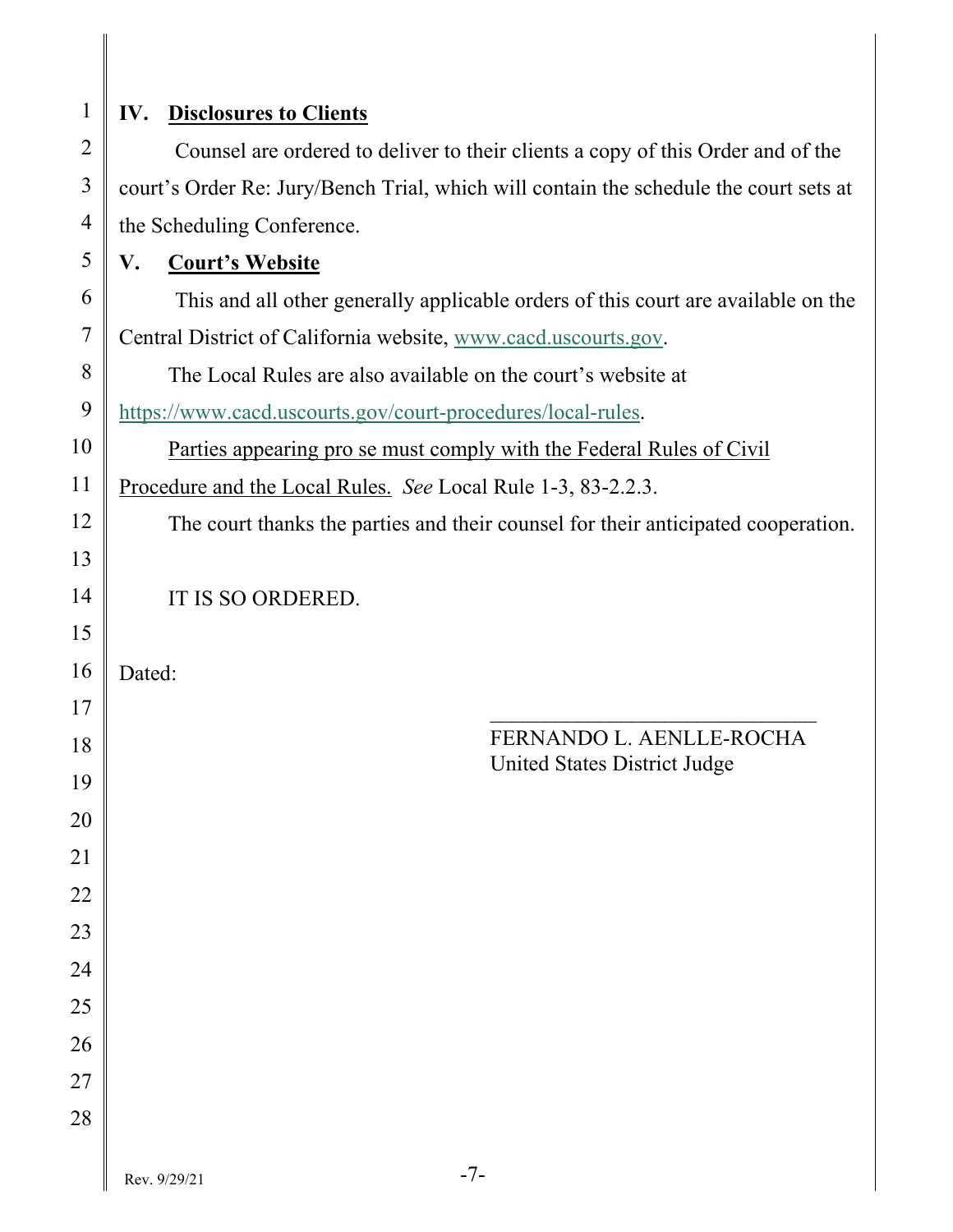## IV. <u>Disclosures to Clients</u>

Counsel are ordered to deliver to their clients a copy of this Order and of the court's Order Re: Jury/Bench Trial, which will contain the schedule the court sets at the Scheduling Conference.

## V. <u>Court's Website</u>

This and all other generally applicable orders of this court are available on the Central District of California website, www.cacd.uscourts.gov.

The Local Rules are also available on the court's website at https://www.cacd.uscourts.gov/court-procedures/local-rules.

<u>Parties appearing pro se must comply with the Federal Rules of Civil Procedure and the Local Rules.</u> *See* Local Rule 1-3, 83-2.2.3.

The court thanks the parties and their counsel for their anticipated cooperation.

IT IS SO ORDERED.

Dated:

\_\_\_\_\_\_\_\_\_\_\_\_\_\_\_\_\_\_\_\_\_\_\_\_\_\_\_\_\_\_\_\_
FERNANDO L. AENLLE-ROCHA
United States District Judge

Rev. 9/29/21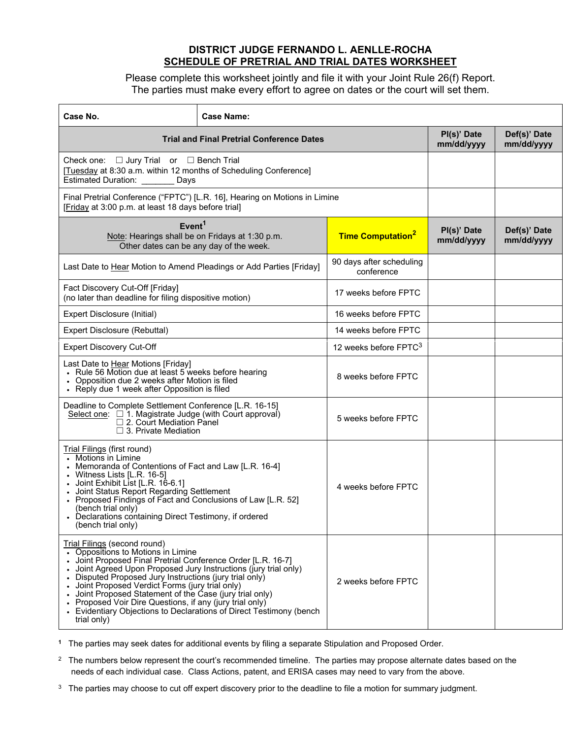# DISTRICT JUDGE FERNANDO L. AENLLE-ROCHA
## SCHEDULE OF PRETRIAL AND TRIAL DATES WORKSHEET

Please complete this worksheet jointly and file it with your Joint Rule 26(f) Report.
The parties must make every effort to agree on dates or the court will set them.

| Case No. | Case Name: | | |
|---|---|---|---|
| **Trial and Final Pretrial Conference Dates** | | **Pl(s)' Date mm/dd/yyyy** | **Def(s)' Date mm/dd/yyyy** |
| Check one: ☐ Jury Trial or ☐ Bench Trial<br>[Tuesday at 8:30 a.m. within 12 months of Scheduling Conference]<br>Estimated Duration: _______ Days | | | |
| Final Pretrial Conference ("FPTC") [L.R. 16], Hearing on Motions in Limine<br>[Friday at 3:00 p.m. at least 18 days before trial] | | | |

| **Event[1]**<br>Note: Hearings shall be on Fridays at 1:30 p.m.<br>Other dates can be any day of the week. | **Time Computation[2]** | **Pl(s)' Date mm/dd/yyyy** | **Def(s)' Date mm/dd/yyyy** |
|---|---|---|---|
| Last Date to Hear Motion to Amend Pleadings or Add Parties [Friday] | 90 days after scheduling conference | | |
| Fact Discovery Cut-Off [Friday]<br>(no later than deadline for filing dispositive motion) | 17 weeks before FPTC | | |
| Expert Disclosure (Initial) | 16 weeks before FPTC | | |
| Expert Disclosure (Rebuttal) | 14 weeks before FPTC | | |
| Expert Discovery Cut-Off | 12 weeks before FPTC[3] | | |
| Last Date to Hear Motions [Friday]<br>• Rule 56 Motion due at least 5 weeks before hearing<br>• Opposition due 2 weeks after Motion is filed<br>• Reply due 1 week after Opposition is filed | 8 weeks before FPTC | | |
| Deadline to Complete Settlement Conference [L.R. 16-15]<br>Select one: ☐ 1. Magistrate Judge (with Court approval)<br>☐ 2. Court Mediation Panel<br>☐ 3. Private Mediation | 5 weeks before FPTC | | |
| Trial Filings (first round)<br>• Motions in Limine<br>• Memoranda of Contentions of Fact and Law [L.R. 16-4]<br>• Witness Lists [L.R. 16-5]<br>• Joint Exhibit List [L.R. 16-6.1]<br>• Joint Status Report Regarding Settlement<br>• Proposed Findings of Fact and Conclusions of Law [L.R. 52] (bench trial only)<br>• Declarations containing Direct Testimony, if ordered (bench trial only) | 4 weeks before FPTC | | |
| Trial Filings (second round)<br>• Oppositions to Motions in Limine<br>• Joint Proposed Final Pretrial Conference Order [L.R. 16-7]<br>• Joint Agreed Upon Proposed Jury Instructions (jury trial only)<br>• Disputed Proposed Jury Instructions (jury trial only)<br>• Joint Proposed Verdict Forms (jury trial only)<br>• Joint Proposed Statement of the Case (jury trial only)<br>• Proposed Voir Dire Questions, if any (jury trial only)<br>• Evidentiary Objections to Declarations of Direct Testimony (bench trial only) | 2 weeks before FPTC | | |

[1] The parties may seek dates for additional events by filing a separate Stipulation and Proposed Order.

[2] The numbers below represent the court's recommended timeline. The parties may propose alternate dates based on the needs of each individual case. Class Actions, patent, and ERISA cases may need to vary from the above.

[3] The parties may choose to cut off expert discovery prior to the deadline to file a motion for summary judgment.